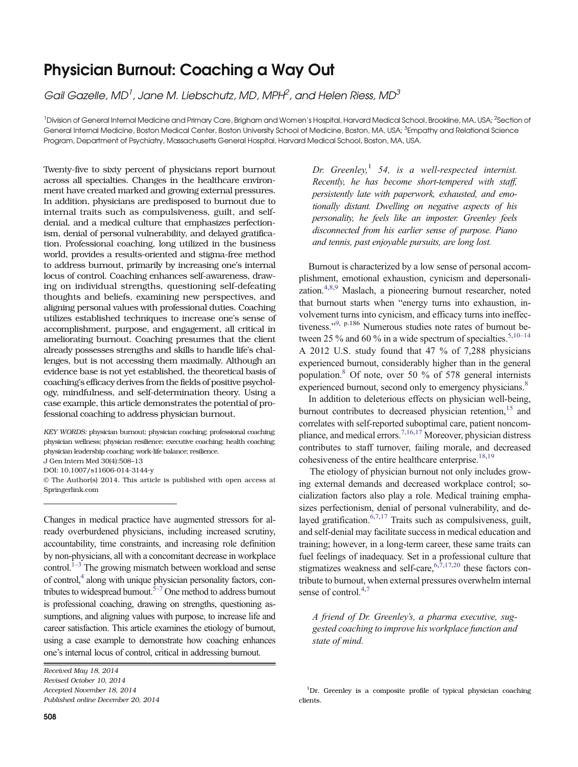# Physician Burnout: Coaching a Way Out

*Gail Gazelle, MD[1], Jane M. Liebschutz, MD, MPH[2], and Helen Riess, MD[3]*

[1]Division of General Internal Medicine and Primary Care, Brigham and Women's Hospital, Harvard Medical School, Brookline, MA, USA; [2]Section of General Internal Medicine, Boston Medical Center, Boston University School of Medicine, Boston, MA, USA; [3]Empathy and Relational Science Program, Department of Psychiatry, Massachusetts General Hospital, Harvard Medical School, Boston, MA, USA.

Twenty-five to sixty percent of physicians report burnout across all specialties. Changes in the healthcare environment have created marked and growing external pressures. In addition, physicians are predisposed to burnout due to internal traits such as compulsiveness, guilt, and self-denial, and a medical culture that emphasizes perfectionism, denial of personal vulnerability, and delayed gratification. Professional coaching, long utilized in the business world, provides a results-oriented and stigma-free method to address burnout, primarily by increasing one's internal locus of control. Coaching enhances self-awareness, drawing on individual strengths, questioning self-defeating thoughts and beliefs, examining new perspectives, and aligning personal values with professional duties. Coaching utilizes established techniques to increase one's sense of accomplishment, purpose, and engagement, all critical in ameliorating burnout. Coaching presumes that the client already possesses strengths and skills to handle life's challenges, but is not accessing them maximally. Although an evidence base is not yet established, the theoretical basis of coaching's efficacy derives from the fields of positive psychology, mindfulness, and self-determination theory. Using a case example, this article demonstrates the potential of professional coaching to address physician burnout.

KEY WORDS: physician burnout; physician coaching; professional coaching; physician wellness; physician resilience; executive coaching; health coaching; physician leadership coaching; work-life balance; resilience.

DOI: 10.1007/s11606-014-3144-y

© The Author(s) 2014. This article is published with open access at Springerlink.com

Changes in medical practice have augmented stressors for already overburdened physicians, including increased scrutiny, accountability, time constraints, and increasing role definition by non-physicians, all with a concomitant decrease in workplace control.[1–3] The growing mismatch between workload and sense of control,[4] along with unique physician personality factors, contributes to widespread burnout.[5–7] One method to address burnout is professional coaching, drawing on strengths, questioning assumptions, and aligning values with purpose, to increase life and career satisfaction. This article examines the etiology of burnout, using a case example to demonstrate how coaching enhances one's internal locus of control, critical in addressing burnout.

*Received May 18, 2014*
*Revised October 10, 2014*
*Accepted November 18, 2014*
*Published online December 20, 2014*

*Dr. Greenley,[1] 54, is a well-respected internist. Recently, he has become short-tempered with staff, persistently late with paperwork, exhausted, and emotionally distant. Dwelling on negative aspects of his personality, he feels like an imposter. Greenley feels disconnected from his earlier sense of purpose. Piano and tennis, past enjoyable pursuits, are long lost.*

Burnout is characterized by a low sense of personal accomplishment, emotional exhaustion, cynicism and depersonalization.[4,8,9] Maslach, a pioneering burnout researcher, noted that burnout starts when "energy turns into exhaustion, involvement turns into cynicism, and efficacy turns into ineffectiveness."[9, p.186] Numerous studies note rates of burnout between 25 % and 60 % in a wide spectrum of specialties.[5,10–14] A 2012 U.S. study found that 47 % of 7,288 physicians experienced burnout, considerably higher than in the general population.[8] Of note, over 50 % of 578 general internists experienced burnout, second only to emergency physicians.[8]

In addition to deleterious effects on physician well-being, burnout contributes to decreased physician retention,[15] and correlates with self-reported suboptimal care, patient noncompliance, and medical errors.[7,16,17] Moreover, physician distress contributes to staff turnover, failing morale, and decreased cohesiveness of the entire healthcare enterprise.[18,19]

The etiology of physician burnout not only includes growing external demands and decreased workplace control; socialization factors also play a role. Medical training emphasizes perfectionism, denial of personal vulnerability, and delayed gratification.[6,7,17] Traits such as compulsiveness, guilt, and self-denial may facilitate success in medical education and training; however, in a long-term career, these same traits can fuel feelings of inadequacy. Set in a professional culture that stigmatizes weakness and self-care,[6,7,17,20] these factors contribute to burnout, when external pressures overwhelm internal sense of control.[4,7]

*A friend of Dr. Greenley's, a pharma executive, suggested coaching to improve his workplace function and state of mind.*

[1]Dr. Greenley is a composite profile of typical physician coaching clients.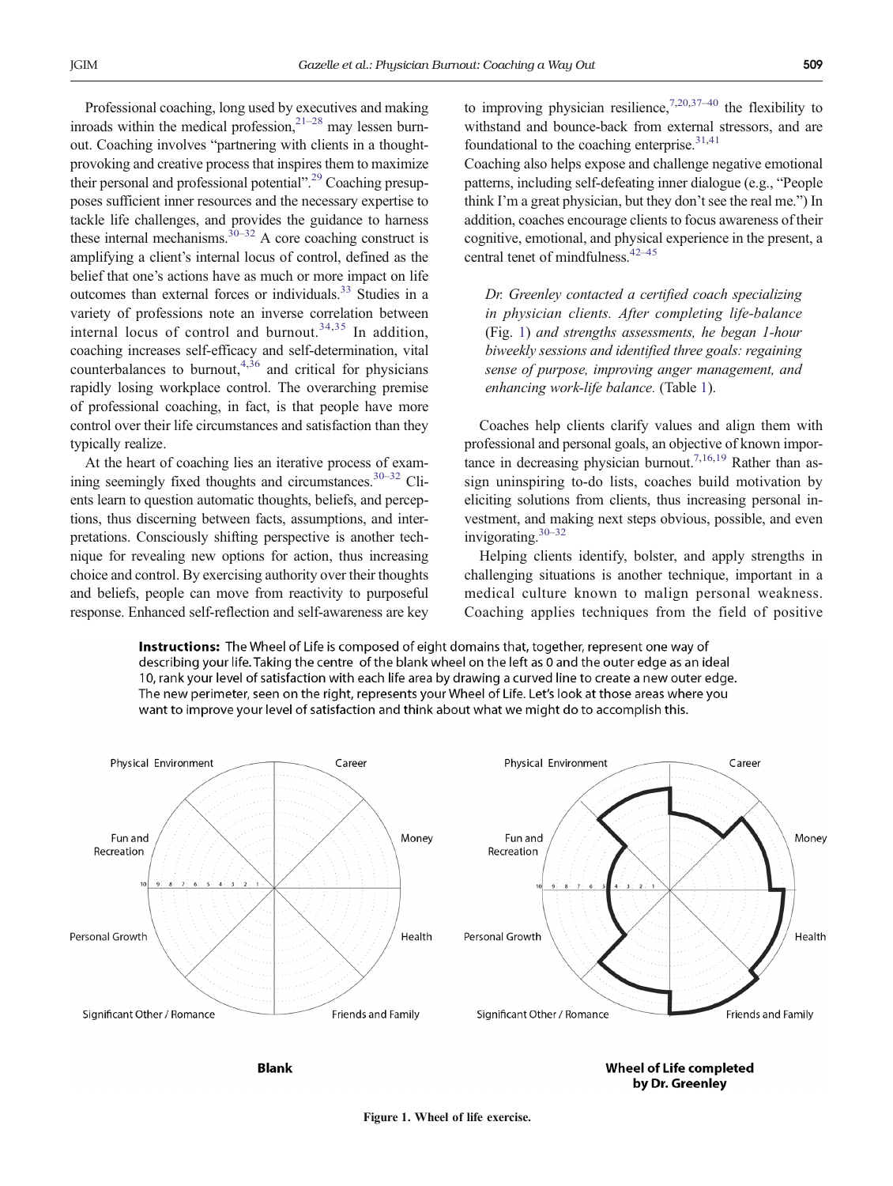Professional coaching, long used by executives and making inroads within the medical profession,[21–28] may lessen burnout. Coaching involves "partnering with clients in a thought-provoking and creative process that inspires them to maximize their personal and professional potential".[29] Coaching presupposes sufficient inner resources and the necessary expertise to tackle life challenges, and provides the guidance to harness these internal mechanisms.[30–32] A core coaching construct is amplifying a client's internal locus of control, defined as the belief that one's actions have as much or more impact on life outcomes than external forces or individuals.[33] Studies in a variety of professions note an inverse correlation between internal locus of control and burnout.[34,35] In addition, coaching increases self-efficacy and self-determination, vital counterbalances to burnout,[4,36] and critical for physicians rapidly losing workplace control. The overarching premise of professional coaching, in fact, is that people have more control over their life circumstances and satisfaction than they typically realize.

At the heart of coaching lies an iterative process of examining seemingly fixed thoughts and circumstances.[30–32] Clients learn to question automatic thoughts, beliefs, and perceptions, thus discerning between facts, assumptions, and interpretations. Consciously shifting perspective is another technique for revealing new options for action, thus increasing choice and control. By exercising authority over their thoughts and beliefs, people can move from reactivity to purposeful response. Enhanced self-reflection and self-awareness are key to improving physician resilience,[7,20,37–40] the flexibility to withstand and bounce-back from external stressors, and are foundational to the coaching enterprise.[31,41]

Coaching also helps expose and challenge negative emotional patterns, including self-defeating inner dialogue (e.g., "People think I'm a great physician, but they don't see the real me.") In addition, coaches encourage clients to focus awareness of their cognitive, emotional, and physical experience in the present, a central tenet of mindfulness.[42–45]

*Dr. Greenley contacted a certified coach specializing in physician clients. After completing life-balance* (Fig. 1) *and strengths assessments, he began 1-hour biweekly sessions and identified three goals: regaining sense of purpose, improving anger management, and enhancing work-life balance.* (Table 1).

Coaches help clients clarify values and align them with professional and personal goals, an objective of known importance in decreasing physician burnout.[7,16,19] Rather than assign uninspiring to-do lists, coaches build motivation by eliciting solutions from clients, thus increasing personal investment, and making next steps obvious, possible, and even invigorating.[30–32]

Helping clients identify, bolster, and apply strengths in challenging situations is another technique, important in a medical culture known to malign personal weakness. Coaching applies techniques from the field of positive

**Instructions:** The Wheel of Life is composed of eight domains that, together, represent one way of describing your life. Taking the centre of the blank wheel on the left as 0 and the outer edge as an ideal 10, rank your level of satisfaction with each life area by drawing a curved line to create a new outer edge. The new perimeter, seen on the right, represents your Wheel of Life. Let's look at those areas where you want to improve your level of satisfaction and think about what we might do to accomplish this.

Physical Environment | Career | Money | Health | Friends and Family | Significant Other / Romance | Personal Growth | Fun and Recreation

**Blank**

**Wheel of Life completed by Dr. Greenley**

Figure 1. Wheel of life exercise.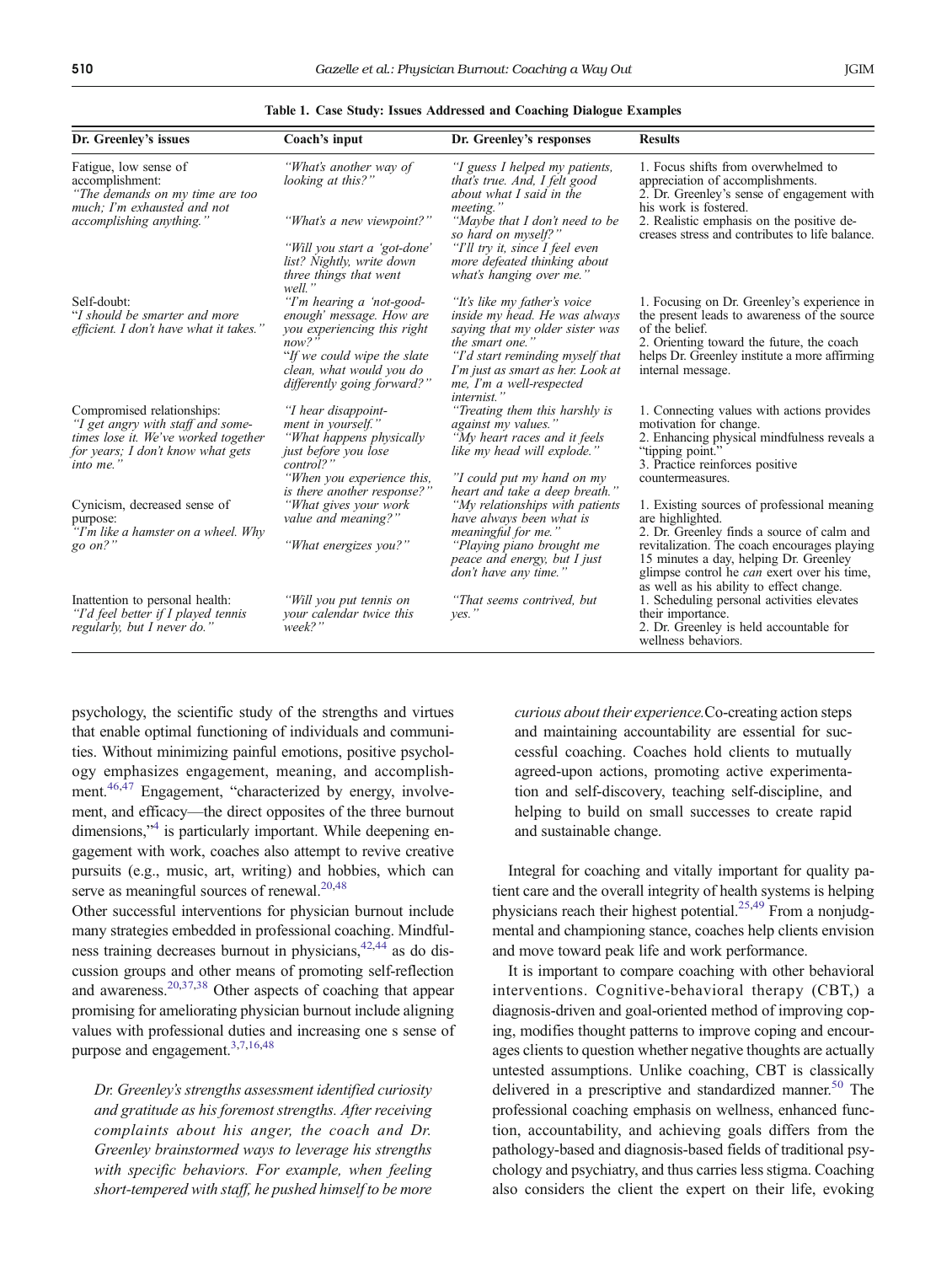**Table 1. Case Study: Issues Addressed and Coaching Dialogue Examples**

| Dr. Greenley's issues | Coach's input | Dr. Greenley's responses | Results |
|---|---|---|---|
| Fatigue, low sense of accomplishment: *"The demands on my time are too much; I'm exhausted and not accomplishing anything."* | *"What's another way of looking at this?"* <br> *"What's a new viewpoint?"* <br> *"Will you start a 'got-done' list? Nightly, write down three things that went well."* | *"I guess I helped my patients, that's true. And, I felt good about what I said in the meeting."* <br> *"Maybe that I don't need to be so hard on myself?"* <br> *"I'll try it, since I feel even more defeated thinking about what's hanging over me."* | 1. Focus shifts from overwhelmed to appreciation of accomplishments. <br> 2. Dr. Greenley's sense of engagement with his work is fostered. <br> 2. Realistic emphasis on the positive decreases stress and contributes to life balance. |
| Self-doubt: "*I should be smarter and more efficient. I don't have what it takes.*" | *"I'm hearing a 'not-good-enough' message. How are you experiencing this right now?"* <br> *"If we could wipe the slate clean, what would you do differently going forward?"* | *"It's like my father's voice inside my head. He was always saying that my older sister was the smart one."* <br> *"I'd start reminding myself that I'm just as smart as her. Look at me, I'm a well-respected internist."* | 1. Focusing on Dr. Greenley's experience in the present leads to awareness of the source of the belief. <br> 2. Orienting toward the future, the coach helps Dr. Greenley institute a more affirming internal message. |
| Compromised relationships: *"I get angry with staff and sometimes lose it. We've worked together for years; I don't know what gets into me."* | *"I hear disappointment in yourself."* <br> *"What happens physically just before you lose control?"* <br> *"When you experience this, is there another response?"* | *"Treating them this harshly is against my values."* <br> *"My heart races and it feels like my head will explode."* <br> *"I could put my hand on my heart and take a deep breath."* | 1. Connecting values with actions provides motivation for change. <br> 2. Enhancing physical mindfulness reveals a "tipping point." <br> 3. Practice reinforces positive countermeasures. |
| Cynicism, decreased sense of purpose: *"I'm like a hamster on a wheel. Why go on?"* | *"What gives your work value and meaning?"* <br> *"What energizes you?"* | *"My relationships with patients have always been what is meaningful for me."* <br> *"Playing piano brought me peace and energy, but I just don't have any time."* | 1. Existing sources of professional meaning are highlighted. <br> 2. Dr. Greenley finds a source of calm and revitalization. The coach encourages playing 15 minutes a day, helping Dr. Greenley glimpse control he *can* exert over his time, as well as his ability to effect change. |
| Inattention to personal health: *"I'd feel better if I played tennis regularly, but I never do."* | *"Will you put tennis on your calendar twice this week?"* | *"That seems contrived, but yes."* | 1. Scheduling personal activities elevates their importance. <br> 2. Dr. Greenley is held accountable for wellness behaviors. |

psychology, the scientific study of the strengths and virtues that enable optimal functioning of individuals and communities. Without minimizing painful emotions, positive psychology emphasizes engagement, meaning, and accomplishment.[46,47] Engagement, "characterized by energy, involvement, and efficacy—the direct opposites of the three burnout dimensions,"[4] is particularly important. While deepening engagement with work, coaches also attempt to revive creative pursuits (e.g., music, art, writing) and hobbies, which can serve as meaningful sources of renewal.[20,48]

Other successful interventions for physician burnout include many strategies embedded in professional coaching. Mindfulness training decreases burnout in physicians,[42,44] as do discussion groups and other means of promoting self-reflection and awareness.[20,37,38] Other aspects of coaching that appear promising for ameliorating physician burnout include aligning values with professional duties and increasing one s sense of purpose and engagement.[3,7,16,48]

*Dr. Greenley's strengths assessment identified curiosity and gratitude as his foremost strengths. After receiving complaints about his anger, the coach and Dr. Greenley brainstormed ways to leverage his strengths with specific behaviors. For example, when feeling short-tempered with staff, he pushed himself to be more curious about their experience.*Co-creating action steps and maintaining accountability are essential for successful coaching. Coaches hold clients to mutually agreed-upon actions, promoting active experimentation and self-discovery, teaching self-discipline, and helping to build on small successes to create rapid and sustainable change.

Integral for coaching and vitally important for quality patient care and the overall integrity of health systems is helping physicians reach their highest potential.[25,49] From a nonjudgmental and championing stance, coaches help clients envision and move toward peak life and work performance.

It is important to compare coaching with other behavioral interventions. Cognitive-behavioral therapy (CBT,) a diagnosis-driven and goal-oriented method of improving coping, modifies thought patterns to improve coping and encourages clients to question whether negative thoughts are actually untested assumptions. Unlike coaching, CBT is classically delivered in a prescriptive and standardized manner.[50] The professional coaching emphasis on wellness, enhanced function, accountability, and achieving goals differs from the pathology-based and diagnosis-based fields of traditional psychology and psychiatry, and thus carries less stigma. Coaching also considers the client the expert on their life, evoking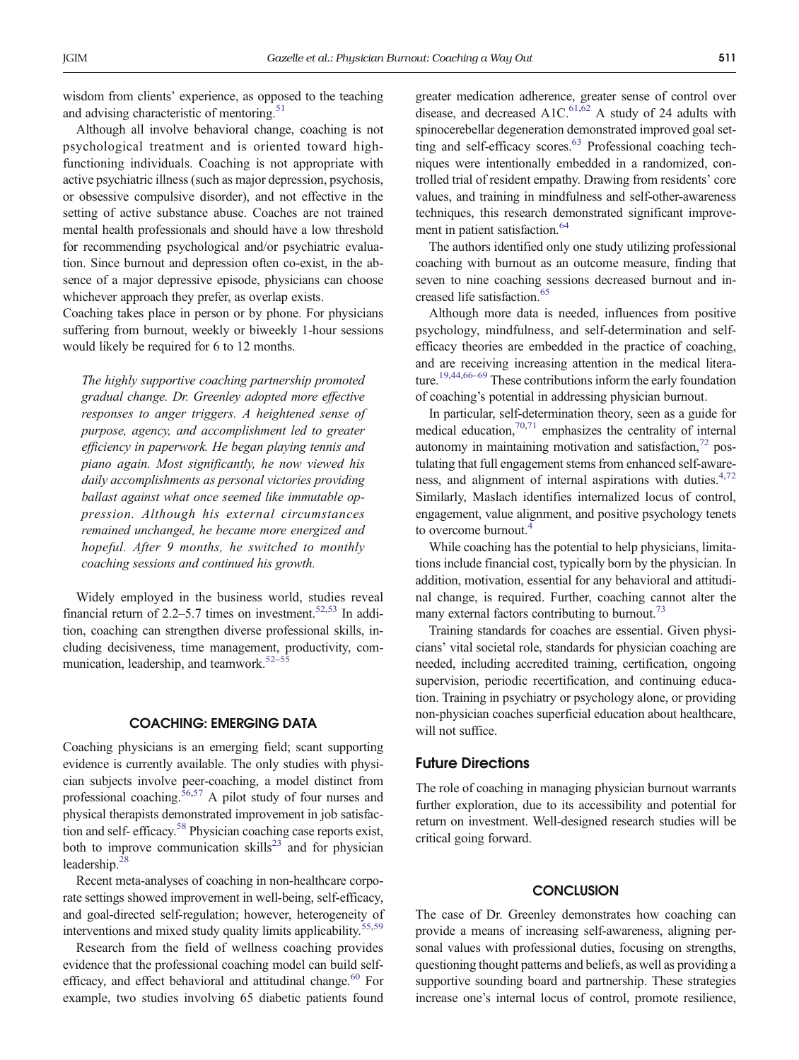wisdom from clients' experience, as opposed to the teaching and advising characteristic of mentoring.[51]

Although all involve behavioral change, coaching is not psychological treatment and is oriented toward high-functioning individuals. Coaching is not appropriate with active psychiatric illness (such as major depression, psychosis, or obsessive compulsive disorder), and not effective in the setting of active substance abuse. Coaches are not trained mental health professionals and should have a low threshold for recommending psychological and/or psychiatric evaluation. Since burnout and depression often co-exist, in the absence of a major depressive episode, physicians can choose whichever approach they prefer, as overlap exists.

Coaching takes place in person or by phone. For physicians suffering from burnout, weekly or biweekly 1-hour sessions would likely be required for 6 to 12 months.

> *The highly supportive coaching partnership promoted gradual change. Dr. Greenley adopted more effective responses to anger triggers. A heightened sense of purpose, agency, and accomplishment led to greater efficiency in paperwork. He began playing tennis and piano again. Most significantly, he now viewed his daily accomplishments as personal victories providing ballast against what once seemed like immutable oppression. Although his external circumstances remained unchanged, he became more energized and hopeful. After 9 months, he switched to monthly coaching sessions and continued his growth.*

Widely employed in the business world, studies reveal financial return of 2.2–5.7 times on investment.[52,53] In addition, coaching can strengthen diverse professional skills, including decisiveness, time management, productivity, communication, leadership, and teamwork.[52–55]

## COACHING: EMERGING DATA

Coaching physicians is an emerging field; scant supporting evidence is currently available. The only studies with physician subjects involve peer-coaching, a model distinct from professional coaching.[56,57] A pilot study of four nurses and physical therapists demonstrated improvement in job satisfaction and self- efficacy.[58] Physician coaching case reports exist, both to improve communication skills[23] and for physician leadership.[28]

Recent meta-analyses of coaching in non-healthcare corporate settings showed improvement in well-being, self-efficacy, and goal-directed self-regulation; however, heterogeneity of interventions and mixed study quality limits applicability.[55,59]

Research from the field of wellness coaching provides evidence that the professional coaching model can build self-efficacy, and effect behavioral and attitudinal change.[60] For example, two studies involving 65 diabetic patients found greater medication adherence, greater sense of control over disease, and decreased A1C.[61,62] A study of 24 adults with spinocerebellar degeneration demonstrated improved goal setting and self-efficacy scores.[63] Professional coaching techniques were intentionally embedded in a randomized, controlled trial of resident empathy. Drawing from residents' core values, and training in mindfulness and self-other-awareness techniques, this research demonstrated significant improvement in patient satisfaction.[64]

The authors identified only one study utilizing professional coaching with burnout as an outcome measure, finding that seven to nine coaching sessions decreased burnout and increased life satisfaction.[65]

Although more data is needed, influences from positive psychology, mindfulness, and self-determination and self-efficacy theories are embedded in the practice of coaching, and are receiving increasing attention in the medical literature.[19,44,66–69] These contributions inform the early foundation of coaching's potential in addressing physician burnout.

In particular, self-determination theory, seen as a guide for medical education,[70,71] emphasizes the centrality of internal autonomy in maintaining motivation and satisfaction,[72] postulating that full engagement stems from enhanced self-awareness, and alignment of internal aspirations with duties.[4,72] Similarly, Maslach identifies internalized locus of control, engagement, value alignment, and positive psychology tenets to overcome burnout.[4]

While coaching has the potential to help physicians, limitations include financial cost, typically born by the physician. In addition, motivation, essential for any behavioral and attitudinal change, is required. Further, coaching cannot alter the many external factors contributing to burnout.[73]

Training standards for coaches are essential. Given physicians' vital societal role, standards for physician coaching are needed, including accredited training, certification, ongoing supervision, periodic recertification, and continuing education. Training in psychiatry or psychology alone, or providing non-physician coaches superficial education about healthcare, will not suffice.

### Future Directions

The role of coaching in managing physician burnout warrants further exploration, due to its accessibility and potential for return on investment. Well-designed research studies will be critical going forward.

## CONCLUSION

The case of Dr. Greenley demonstrates how coaching can provide a means of increasing self-awareness, aligning personal values with professional duties, focusing on strengths, questioning thought patterns and beliefs, as well as providing a supportive sounding board and partnership. These strategies increase one's internal locus of control, promote resilience,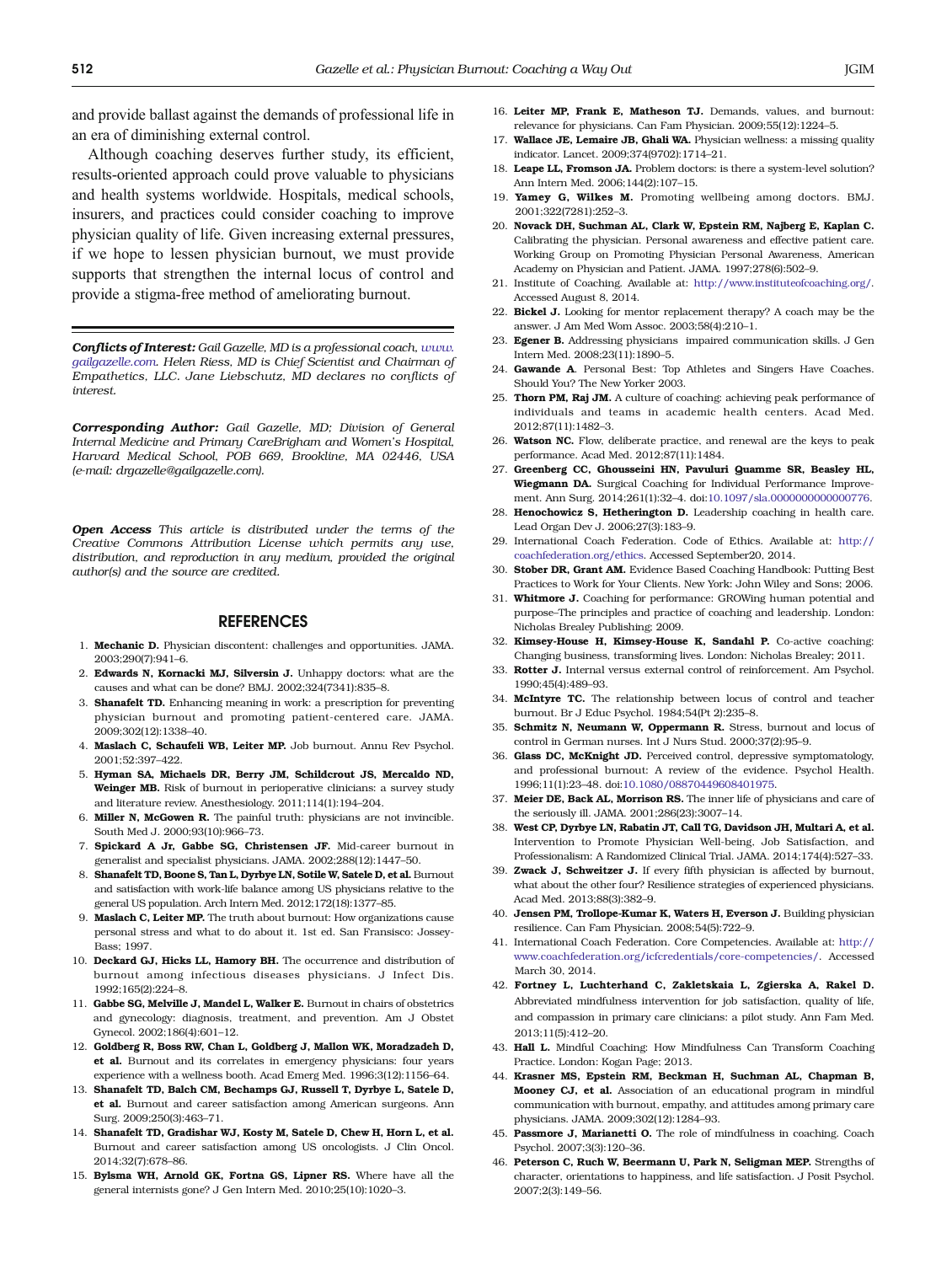and provide ballast against the demands of professional life in an era of diminishing external control.

Although coaching deserves further study, its efficient, results-oriented approach could prove valuable to physicians and health systems worldwide. Hospitals, medical schools, insurers, and practices could consider coaching to improve physician quality of life. Given increasing external pressures, if we hope to lessen physician burnout, we must provide supports that strengthen the internal locus of control and provide a stigma-free method of ameliorating burnout.

***Conflicts of Interest:*** *Gail Gazelle, MD is a professional coach, www.gailgazelle.com. Helen Riess, MD is Chief Scientist and Chairman of Empathetics, LLC. Jane Liebschutz, MD declares no conflicts of interest.*

***Corresponding Author:*** *Gail Gazelle, MD; Division of General Internal Medicine and Primary CareBrigham and Women's Hospital, Harvard Medical School, POB 669, Brookline, MA 02446, USA (e-mail: drgazelle@gailgazelle.com).*

***Open Access*** *This article is distributed under the terms of the Creative Commons Attribution License which permits any use, distribution, and reproduction in any medium, provided the original author(s) and the source are credited.*

## REFERENCES

1. **Mechanic D.** Physician discontent: challenges and opportunities. JAMA. 2003;290(7):941–6.
2. **Edwards N, Kornacki MJ, Silversin J.** Unhappy doctors: what are the causes and what can be done? BMJ. 2002;324(7341):835–8.
3. **Shanafelt TD.** Enhancing meaning in work: a prescription for preventing physician burnout and promoting patient-centered care. JAMA. 2009;302(12):1338–40.
4. **Maslach C, Schaufeli WB, Leiter MP.** Job burnout. Annu Rev Psychol. 2001;52:397–422.
5. **Hyman SA, Michaels DR, Berry JM, Schildcrout JS, Mercaldo ND, Weinger MB.** Risk of burnout in perioperative clinicians: a survey study and literature review. Anesthesiology. 2011;114(1):194–204.
6. **Miller N, McGowen R.** The painful truth: physicians are not invincible. South Med J. 2000;93(10):966–73.
7. **Spickard A Jr, Gabbe SG, Christensen JF.** Mid-career burnout in generalist and specialist physicians. JAMA. 2002;288(12):1447–50.
8. **Shanafelt TD, Boone S, Tan L, Dyrbye LN, Sotile W, Satele D, et al.** Burnout and satisfaction with work-life balance among US physicians relative to the general US population. Arch Intern Med. 2012;172(18):1377–85.
9. **Maslach C, Leiter MP.** The truth about burnout: How organizations cause personal stress and what to do about it. 1st ed. San Fransisco: Jossey-Bass; 1997.
10. **Deckard GJ, Hicks LL, Hamory BH.** The occurrence and distribution of burnout among infectious diseases physicians. J Infect Dis. 1992;165(2):224–8.
11. **Gabbe SG, Melville J, Mandel L, Walker E.** Burnout in chairs of obstetrics and gynecology: diagnosis, treatment, and prevention. Am J Obstet Gynecol. 2002;186(4):601–12.
12. **Goldberg R, Boss RW, Chan L, Goldberg J, Mallon WK, Moradzadeh D, et al.** Burnout and its correlates in emergency physicians: four years experience with a wellness booth. Acad Emerg Med. 1996;3(12):1156–64.
13. **Shanafelt TD, Balch CM, Bechamps GJ, Russell T, Dyrbye L, Satele D, et al.** Burnout and career satisfaction among American surgeons. Ann Surg. 2009;250(3):463–71.
14. **Shanafelt TD, Gradishar WJ, Kosty M, Satele D, Chew H, Horn L, et al.** Burnout and career satisfaction among US oncologists. J Clin Oncol. 2014;32(7):678–86.
15. **Bylsma WH, Arnold GK, Fortna GS, Lipner RS.** Where have all the general internists gone? J Gen Intern Med. 2010;25(10):1020–3.
16. **Leiter MP, Frank E, Matheson TJ.** Demands, values, and burnout: relevance for physicians. Can Fam Physician. 2009;55(12):1224–5.
17. **Wallace JE, Lemaire JB, Ghali WA.** Physician wellness: a missing quality indicator. Lancet. 2009;374(9702):1714–21.
18. **Leape LL, Fromson JA.** Problem doctors: is there a system-level solution? Ann Intern Med. 2006;144(2):107–15.
19. **Yamey G, Wilkes M.** Promoting wellbeing among doctors. BMJ. 2001;322(7281):252–3.
20. **Novack DH, Suchman AL, Clark W, Epstein RM, Najberg E, Kaplan C.** Calibrating the physician. Personal awareness and effective patient care. Working Group on Promoting Physician Personal Awareness, American Academy on Physician and Patient. JAMA. 1997;278(6):502–9.
21. Institute of Coaching. Available at: http://www.instituteofcoaching.org/. Accessed August 8, 2014.
22. **Bickel J.** Looking for mentor replacement therapy? A coach may be the answer. J Am Med Wom Assoc. 2003;58(4):210–1.
23. **Egener B.** Addressing physicians impaired communication skills. J Gen Intern Med. 2008;23(11):1890–5.
24. **Gawande A**. Personal Best: Top Athletes and Singers Have Coaches. Should You? The New Yorker 2003.
25. **Thorn PM, Raj JM.** A culture of coaching: achieving peak performance of individuals and teams in academic health centers. Acad Med. 2012;87(11):1482–3.
26. **Watson NC.** Flow, deliberate practice, and renewal are the keys to peak performance. Acad Med. 2012;87(11):1484.
27. **Greenberg CC, Ghousseini HN, Pavuluri Quamme SR, Beasley HL, Wiegmann DA.** Surgical Coaching for Individual Performance Improvement. Ann Surg. 2014;261(1):32–4. doi:10.1097/sla.0000000000000776.
28. **Henochowicz S, Hetherington D.** Leadership coaching in health care. Lead Organ Dev J. 2006;27(3):183–9.
29. International Coach Federation. Code of Ethics. Available at: http://coachfederation.org/ethics. Accessed September20, 2014.
30. **Stober DR, Grant AM.** Evidence Based Coaching Handbook: Putting Best Practices to Work for Your Clients. New York: John Wiley and Sons; 2006.
31. **Whitmore J.** Coaching for performance: GROWing human potential and purpose–The principles and practice of coaching and leadership. London: Nicholas Brealey Publishing; 2009.
32. **Kimsey-House H, Kimsey-House K, Sandahl P.** Co-active coaching: Changing business, transforming lives. London: Nicholas Brealey; 2011.
33. **Rotter J.** Internal versus external control of reinforcement. Am Psychol. 1990;45(4):489–93.
34. **McIntyre TC.** The relationship between locus of control and teacher burnout. Br J Educ Psychol. 1984;54(Pt 2):235–8.
35. **Schmitz N, Neumann W, Oppermann R.** Stress, burnout and locus of control in German nurses. Int J Nurs Stud. 2000;37(2):95–9.
36. **Glass DC, McKnight JD.** Perceived control, depressive symptomatology, and professional burnout: A review of the evidence. Psychol Health. 1996;11(1):23–48. doi:10.1080/08870449608401975.
37. **Meier DE, Back AL, Morrison RS.** The inner life of physicians and care of the seriously ill. JAMA. 2001;286(23):3007–14.
38. **West CP, Dyrbye LN, Rabatin JT, Call TG, Davidson JH, Multari A, et al.** Intervention to Promote Physician Well-being, Job Satisfaction, and Professionalism: A Randomized Clinical Trial. JAMA. 2014;174(4):527–33.
39. **Zwack J, Schweitzer J.** If every fifth physician is affected by burnout, what about the other four? Resilience strategies of experienced physicians. Acad Med. 2013;88(3):382–9.
40. **Jensen PM, Trollope-Kumar K, Waters H, Everson J.** Building physician resilience. Can Fam Physician. 2008;54(5):722–9.
41. International Coach Federation. Core Competencies. Available at: http://www.coachfederation.org/icfcredentials/core-competencies/. Accessed March 30, 2014.
42. **Fortney L, Luchterhand C, Zakletskaia L, Zgierska A, Rakel D.** Abbreviated mindfulness intervention for job satisfaction, quality of life, and compassion in primary care clinicians: a pilot study. Ann Fam Med. 2013;11(5):412–20.
43. **Hall L.** Mindful Coaching: How Mindfulness Can Transform Coaching Practice. London: Kogan Page; 2013.
44. **Krasner MS, Epstein RM, Beckman H, Suchman AL, Chapman B, Mooney CJ, et al.** Association of an educational program in mindful communication with burnout, empathy, and attitudes among primary care physicians. JAMA. 2009;302(12):1284–93.
45. **Passmore J, Marianetti O.** The role of mindfulness in coaching. Coach Psychol. 2007;3(3):120–36.
46. **Peterson C, Ruch W, Beermann U, Park N, Seligman MEP.** Strengths of character, orientations to happiness, and life satisfaction. J Posit Psychol. 2007;2(3):149–56.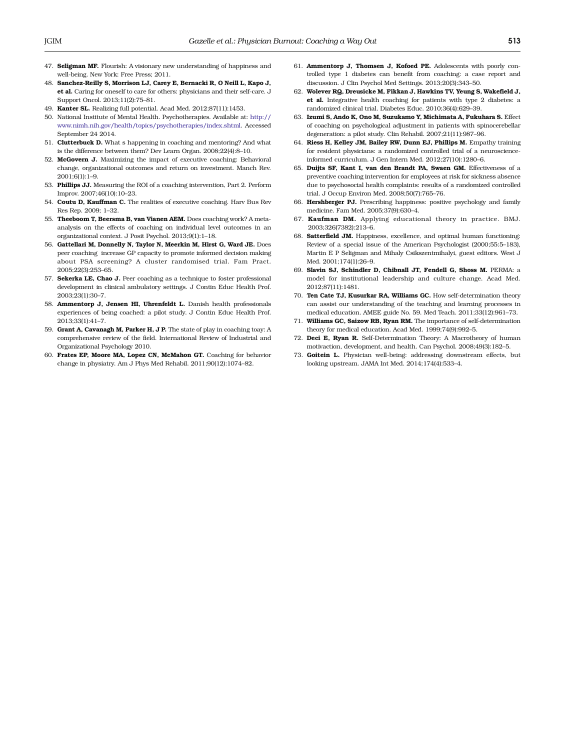47. **Seligman MF.** Flourish: A visionary new understanding of happiness and well-being. New York: Free Press; 2011.
48. **Sanchez-Reilly S, Morrison LJ, Carey E, Bernacki R, O Neill L, Kapo J, et al.** Caring for oneself to care for others: physicians and their self-care. J Support Oncol. 2013;11(2):75–81.
49. **Kanter SL.** Realizing full potential. Acad Med. 2012;87(11):1453.
50. National Institute of Mental Health. Psychotherapies. Available at: http://www.nimh.nih.gov/health/topics/psychotherapies/index.shtml. Accessed September 24 2014.
51. **Clutterbuck D.** What s happening in coaching and mentoring? And what is the difference between them? Dev Learn Organ. 2008;22(4):8–10.
52. **McGovern J.** Maximizing the impact of executive coaching: Behavioral change, organizational outcomes and return on investment. Manch Rev. 2001;6(1):1–9.
53. **Phillips JJ.** Measuring the ROI of a coaching intervention, Part 2. Perform Improv. 2007;46(10):10–23.
54. **Coutu D, Kauffman C.** The realities of executive coaching. Harv Bus Rev Res Rep. 2009; 1–32.
55. **Theeboom T, Beersma B, van Vianen AEM.** Does coaching work? A meta-analysis on the effects of coaching on individual level outcomes in an organizational context. J Posit Psychol. 2013;9(1):1–18.
56. **Gattellari M, Donnelly N, Taylor N, Meerkin M, Hirst G, Ward JE.** Does peer coaching increase GP capacity to promote informed decision making about PSA screening? A cluster randomised trial. Fam Pract. 2005;22(3):253–65.
57. **Sekerka LE, Chao J.** Peer coaching as a technique to foster professional development in clinical ambulatory settings. J Contin Educ Health Prof. 2003;23(1):30–7.
58. **Ammentorp J, Jensen HI, Uhrenfeldt L.** Danish health professionals experiences of being coached: a pilot study. J Contin Educ Health Prof. 2013;33(1):41–7.
59. **Grant A, Cavanagh M, Parker H, J P.** The state of play in coaching toay: A comprehensive review of the field. International Review of Industrial and Organizational Psychology 2010.
60. **Frates EP, Moore MA, Lopez CN, McMahon GT.** Coaching for behavior change in physiatry. Am J Phys Med Rehabil. 2011;90(12):1074–82.
61. **Ammentorp J, Thomsen J, Kofoed PE.** Adolescents with poorly controlled type 1 diabetes can benefit from coaching: a case report and discussion. J Clin Psychol Med Settings. 2013;20(3):343–50.
62. **Wolever RQ, Dreusicke M, Fikkan J, Hawkins TV, Yeung S, Wakefield J, et al.** Integrative health coaching for patients with type 2 diabetes: a randomized clinical trial. Diabetes Educ. 2010;36(4):629–39.
63. **Izumi S, Ando K, Ono M, Suzukamo Y, Michimata A, Fukuhara S.** Effect of coaching on psychological adjustment in patients with spinocerebellar degeneration: a pilot study. Clin Rehabil. 2007;21(11):987–96.
64. **Riess H, Kelley JM, Bailey RW, Dunn EJ, Phillips M.** Empathy training for resident physicians: a randomized controlled trial of a neuroscience-informed curriculum. J Gen Intern Med. 2012;27(10):1280–6.
65. **Duijts SF, Kant I, van den Brandt PA, Swaen GM.** Effectiveness of a preventive coaching intervention for employees at risk for sickness absence due to psychosocial health complaints: results of a randomized controlled trial. J Occup Environ Med. 2008;50(7):765–76.
66. **Hershberger PJ.** Prescribing happiness: positive psychology and family medicine. Fam Med. 2005;37(9):630–4.
67. **Kaufman DM.** Applying educational theory in practice. BMJ. 2003;326(7382):213–6.
68. **Satterfield JM.** Happiness, excellence, and optimal human functioning: Review of a special issue of the American Psychologist (2000;55:5–183), Martin E P Seligman and Mihaly Csikszentmihalyi, guest editors. West J Med. 2001;174(1):26–9.
69. **Slavin SJ, Schindler D, Chibnall JT, Fendell G, Shoss M.** PERMA: a model for institutional leadership and culture change. Acad Med. 2012;87(11):1481.
70. **Ten Cate TJ, Kusurkar RA, Williams GC.** How self-determination theory can assist our understanding of the teaching and learning processes in medical education. AMEE guide No. 59. Med Teach. 2011;33(12):961–73.
71. **Williams GC, Saizow RB, Ryan RM.** The importance of self-determination theory for medical education. Acad Med. 1999;74(9):992–5.
72. **Deci E, Ryan R.** Self-Determination Theory: A Macrotheory of human motivaction, development, and health. Can Psychol. 2008;49(3):182–5.
73. **Goitein L.** Physician well-being: addressing downstream effects, but looking upstream. JAMA Int Med. 2014;174(4):533–4.